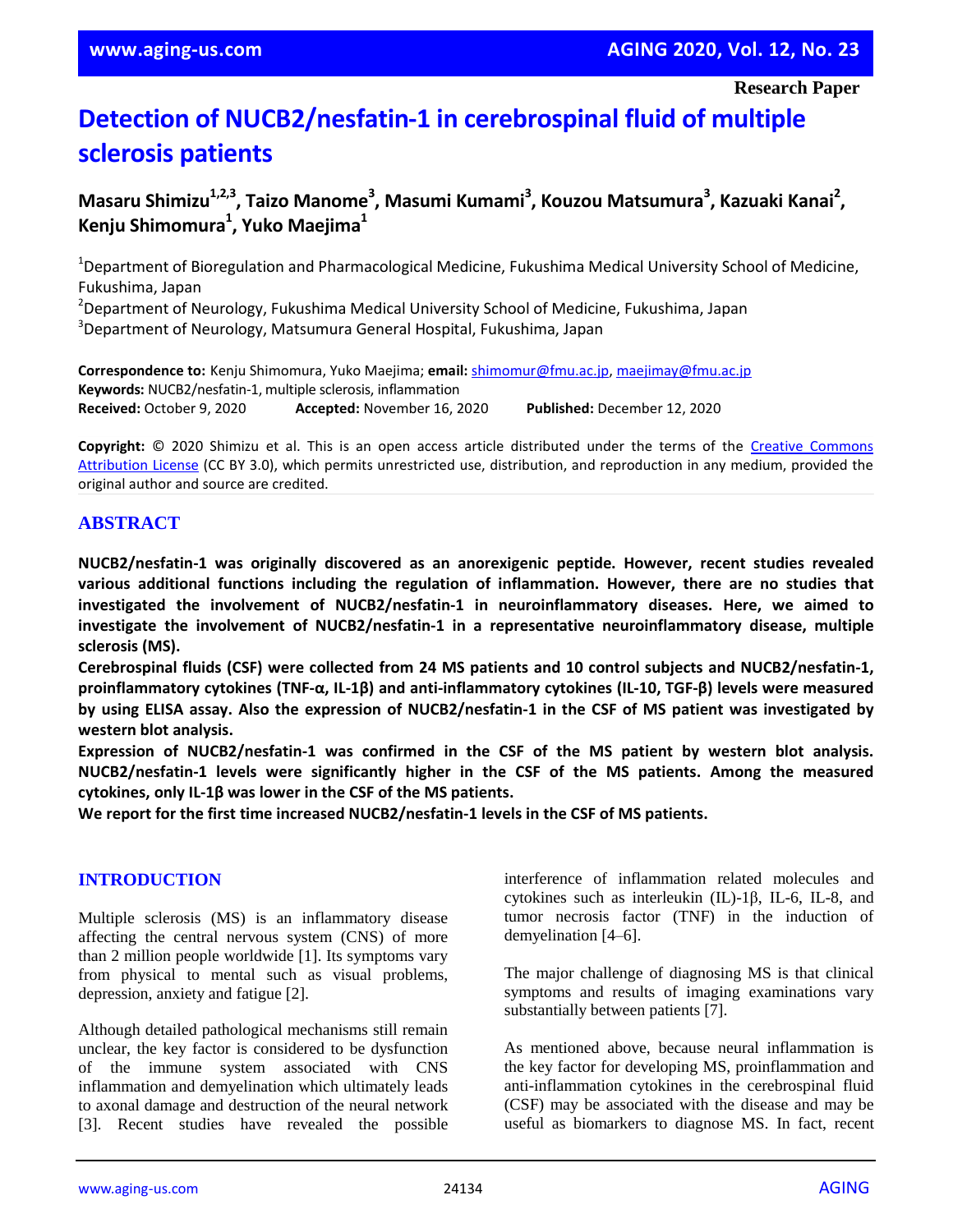Research Paper

# Detection of NUCB2/nesfatin-1 in cerebrospinal fluid of multiple sclerosis patients

**Masaru Shimizu[1,2,3], Taizo Manome[3], Masumi Kumami[3], Kouzou Matsumura[3], Kazuaki Kanai[2], Kenju Shimomura[1], Yuko Maejima[1]**

[1]Department of Bioregulation and Pharmacological Medicine, Fukushima Medical University School of Medicine, Fukushima, Japan
[2]Department of Neurology, Fukushima Medical University School of Medicine, Fukushima, Japan
[3]Department of Neurology, Matsumura General Hospital, Fukushima, Japan

**Correspondence to:** Kenju Shimomura, Yuko Maejima; **email:** shimomur@fmu.ac.jp, maejimay@fmu.ac.jp
**Keywords:** NUCB2/nesfatin-1, multiple sclerosis, inflammation
**Received:** October 9, 2020 **Accepted:** November 16, 2020 **Published:** December 12, 2020

**Copyright:** © 2020 Shimizu et al. This is an open access article distributed under the terms of the Creative Commons Attribution License (CC BY 3.0), which permits unrestricted use, distribution, and reproduction in any medium, provided the original author and source are credited.

## ABSTRACT

**NUCB2/nesfatin-1 was originally discovered as an anorexigenic peptide. However, recent studies revealed various additional functions including the regulation of inflammation. However, there are no studies that investigated the involvement of NUCB2/nesfatin-1 in neuroinflammatory diseases. Here, we aimed to investigate the involvement of NUCB2/nesfatin-1 in a representative neuroinflammatory disease, multiple sclerosis (MS).**

**Cerebrospinal fluids (CSF) were collected from 24 MS patients and 10 control subjects and NUCB2/nesfatin-1, proinflammatory cytokines (TNF-α, IL-1β) and anti-inflammatory cytokines (IL-10, TGF-β) levels were measured by using ELISA assay. Also the expression of NUCB2/nesfatin-1 in the CSF of MS patient was investigated by western blot analysis.**

**Expression of NUCB2/nesfatin-1 was confirmed in the CSF of the MS patient by western blot analysis. NUCB2/nesfatin-1 levels were significantly higher in the CSF of the MS patients. Among the measured cytokines, only IL-1β was lower in the CSF of the MS patients.**

**We report for the first time increased NUCB2/nesfatin-1 levels in the CSF of MS patients.**

## INTRODUCTION

Multiple sclerosis (MS) is an inflammatory disease affecting the central nervous system (CNS) of more than 2 million people worldwide [1]. Its symptoms vary from physical to mental such as visual problems, depression, anxiety and fatigue [2].

Although detailed pathological mechanisms still remain unclear, the key factor is considered to be dysfunction of the immune system associated with CNS inflammation and demyelination which ultimately leads to axonal damage and destruction of the neural network [3]. Recent studies have revealed the possible interference of inflammation related molecules and cytokines such as interleukin (IL)-1β, IL-6, IL-8, and tumor necrosis factor (TNF) in the induction of demyelination [4–6].

The major challenge of diagnosing MS is that clinical symptoms and results of imaging examinations vary substantially between patients [7].

As mentioned above, because neural inflammation is the key factor for developing MS, proinflammation and anti-inflammation cytokines in the cerebrospinal fluid (CSF) may be associated with the disease and may be useful as biomarkers to diagnose MS. In fact, recent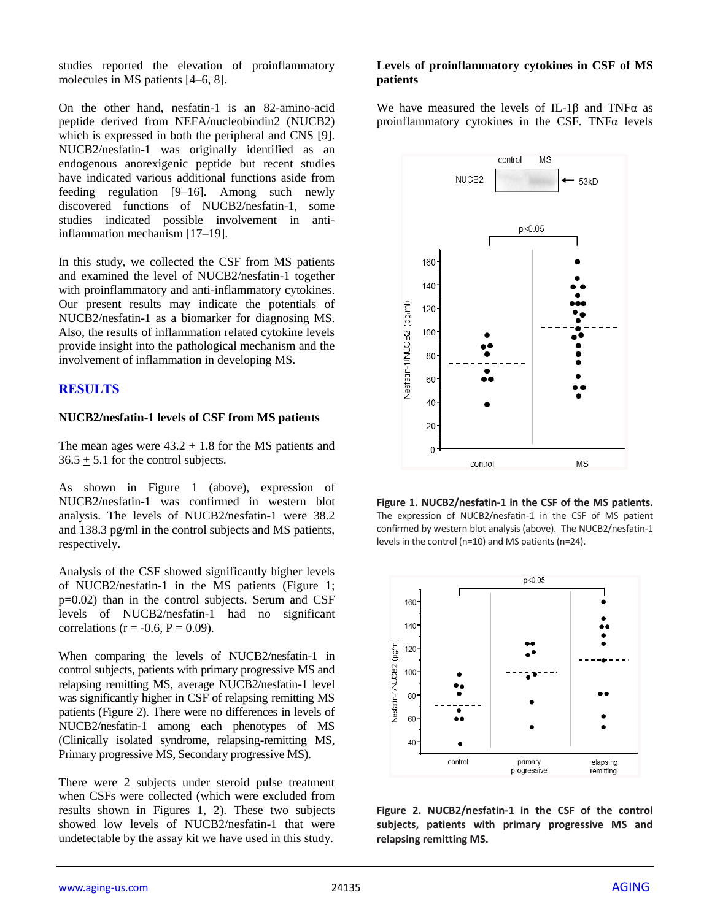studies reported the elevation of proinflammatory molecules in MS patients [4–6, 8].

On the other hand, nesfatin-1 is an 82-amino-acid peptide derived from NEFA/nucleobindin2 (NUCB2) which is expressed in both the peripheral and CNS [9]. NUCB2/nesfatin-1 was originally identified as an endogenous anorexigenic peptide but recent studies have indicated various additional functions aside from feeding regulation [9–16]. Among such newly discovered functions of NUCB2/nesfatin-1, some studies indicated possible involvement in anti-inflammation mechanism [17–19].

In this study, we collected the CSF from MS patients and examined the level of NUCB2/nesfatin-1 together with proinflammatory and anti-inflammatory cytokines. Our present results may indicate the potentials of NUCB2/nesfatin-1 as a biomarker for diagnosing MS. Also, the results of inflammation related cytokine levels provide insight into the pathological mechanism and the involvement of inflammation in developing MS.

## RESULTS

### NUCB2/nesfatin-1 levels of CSF from MS patients

The mean ages were 43.2 ± 1.8 for the MS patients and 36.5 ± 5.1 for the control subjects.

As shown in Figure 1 (above), expression of NUCB2/nesfatin-1 was confirmed in western blot analysis. The levels of NUCB2/nesfatin-1 were 38.2 and 138.3 pg/ml in the control subjects and MS patients, respectively.

Analysis of the CSF showed significantly higher levels of NUCB2/nesfatin-1 in the MS patients (Figure 1; p=0.02) than in the control subjects. Serum and CSF levels of NUCB2/nesfatin-1 had no significant correlations (r = -0.6, P = 0.09).

When comparing the levels of NUCB2/nesfatin-1 in control subjects, patients with primary progressive MS and relapsing remitting MS, average NUCB2/nesfatin-1 level was significantly higher in CSF of relapsing remitting MS patients (Figure 2). There were no differences in levels of NUCB2/nesfatin-1 among each phenotypes of MS (Clinically isolated syndrome, relapsing-remitting MS, Primary progressive MS, Secondary progressive MS).

There were 2 subjects under steroid pulse treatment when CSFs were collected (which were excluded from results shown in Figures 1, 2). These two subjects showed low levels of NUCB2/nesfatin-1 that were undetectable by the assay kit we have used in this study.

### Levels of proinflammatory cytokines in CSF of MS patients

We have measured the levels of IL-1β and TNFα as proinflammatory cytokines in the CSF. TNFα levels

**Figure 1. NUCB2/nesfatin-1 in the CSF of the MS patients.** The expression of NUCB2/nesfatin-1 in the CSF of MS patient confirmed by western blot analysis (above). The NUCB2/nesfatin-1 levels in the control (n=10) and MS patients (n=24).

**Figure 2. NUCB2/nesfatin-1 in the CSF of the control subjects, patients with primary progressive MS and relapsing remitting MS.**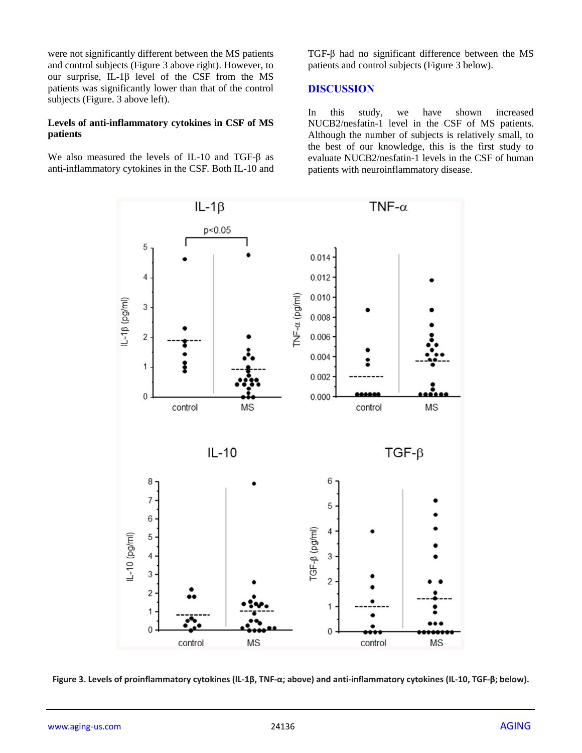were not significantly different between the MS patients and control subjects (Figure 3 above right). However, to our surprise, IL-1β level of the CSF from the MS patients was significantly lower than that of the control subjects (Figure. 3 above left).

### Levels of anti-inflammatory cytokines in CSF of MS patients

We also measured the levels of IL-10 and TGF-β as anti-inflammatory cytokines in the CSF. Both IL-10 and TGF-β had no significant difference between the MS patients and control subjects (Figure 3 below).

## DISCUSSION

In this study, we have shown increased NUCB2/nesfatin-1 level in the CSF of MS patients. Although the number of subjects is relatively small, to the best of our knowledge, this is the first study to evaluate NUCB2/nesfatin-1 levels in the CSF of human patients with neuroinflammatory disease.

**Figure 3. Levels of proinflammatory cytokines (IL-1β, TNF-α; above) and anti-inflammatory cytokines (IL-10, TGF-β; below).**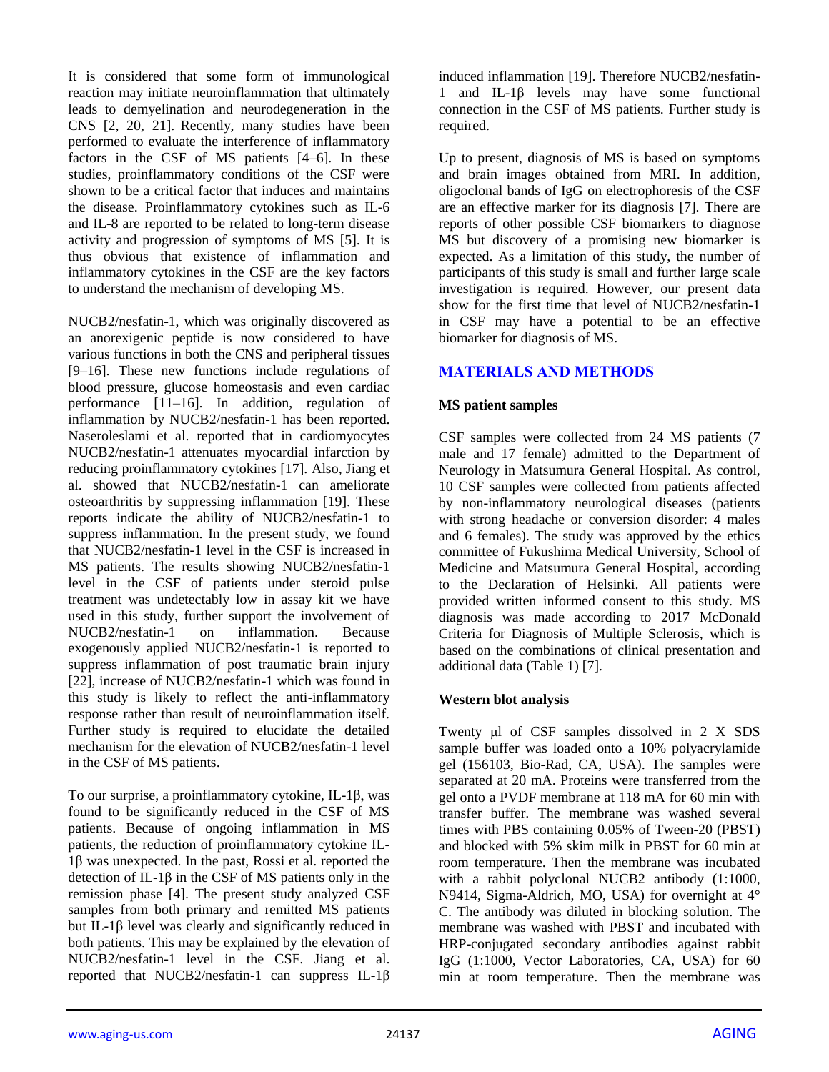It is considered that some form of immunological reaction may initiate neuroinflammation that ultimately leads to demyelination and neurodegeneration in the CNS [2, 20, 21]. Recently, many studies have been performed to evaluate the interference of inflammatory factors in the CSF of MS patients [4–6]. In these studies, proinflammatory conditions of the CSF were shown to be a critical factor that induces and maintains the disease. Proinflammatory cytokines such as IL-6 and IL-8 are reported to be related to long-term disease activity and progression of symptoms of MS [5]. It is thus obvious that existence of inflammation and inflammatory cytokines in the CSF are the key factors to understand the mechanism of developing MS.

NUCB2/nesfatin-1, which was originally discovered as an anorexigenic peptide is now considered to have various functions in both the CNS and peripheral tissues [9–16]. These new functions include regulations of blood pressure, glucose homeostasis and even cardiac performance [11–16]. In addition, regulation of inflammation by NUCB2/nesfatin-1 has been reported. Naseroleslami et al. reported that in cardiomyocytes NUCB2/nesfatin-1 attenuates myocardial infarction by reducing proinflammatory cytokines [17]. Also, Jiang et al. showed that NUCB2/nesfatin-1 can ameliorate osteoarthritis by suppressing inflammation [19]. These reports indicate the ability of NUCB2/nesfatin-1 to suppress inflammation. In the present study, we found that NUCB2/nesfatin-1 level in the CSF is increased in MS patients. The results showing NUCB2/nesfatin-1 level in the CSF of patients under steroid pulse treatment was undetectably low in assay kit we have used in this study, further support the involvement of NUCB2/nesfatin-1 on inflammation. Because exogenously applied NUCB2/nesfatin-1 is reported to suppress inflammation of post traumatic brain injury [22], increase of NUCB2/nesfatin-1 which was found in this study is likely to reflect the anti-inflammatory response rather than result of neuroinflammation itself. Further study is required to elucidate the detailed mechanism for the elevation of NUCB2/nesfatin-1 level in the CSF of MS patients.

To our surprise, a proinflammatory cytokine, IL-1β, was found to be significantly reduced in the CSF of MS patients. Because of ongoing inflammation in MS patients, the reduction of proinflammatory cytokine IL-1β was unexpected. In the past, Rossi et al. reported the detection of IL-1β in the CSF of MS patients only in the remission phase [4]. The present study analyzed CSF samples from both primary and remitted MS patients but IL-1β level was clearly and significantly reduced in both patients. This may be explained by the elevation of NUCB2/nesfatin-1 level in the CSF. Jiang et al. reported that NUCB2/nesfatin-1 can suppress IL-1β induced inflammation [19]. Therefore NUCB2/nesfatin-1 and IL-1β levels may have some functional connection in the CSF of MS patients. Further study is required.

Up to present, diagnosis of MS is based on symptoms and brain images obtained from MRI. In addition, oligoclonal bands of IgG on electrophoresis of the CSF are an effective marker for its diagnosis [7]. There are reports of other possible CSF biomarkers to diagnose MS but discovery of a promising new biomarker is expected. As a limitation of this study, the number of participants of this study is small and further large scale investigation is required. However, our present data show for the first time that level of NUCB2/nesfatin-1 in CSF may have a potential to be an effective biomarker for diagnosis of MS.

## MATERIALS AND METHODS

### MS patient samples

CSF samples were collected from 24 MS patients (7 male and 17 female) admitted to the Department of Neurology in Matsumura General Hospital. As control, 10 CSF samples were collected from patients affected by non-inflammatory neurological diseases (patients with strong headache or conversion disorder: 4 males and 6 females). The study was approved by the ethics committee of Fukushima Medical University, School of Medicine and Matsumura General Hospital, according to the Declaration of Helsinki. All patients were provided written informed consent to this study. MS diagnosis was made according to 2017 McDonald Criteria for Diagnosis of Multiple Sclerosis, which is based on the combinations of clinical presentation and additional data (Table 1) [7].

### Western blot analysis

Twenty μl of CSF samples dissolved in 2 X SDS sample buffer was loaded onto a 10% polyacrylamide gel (156103, Bio-Rad, CA, USA). The samples were separated at 20 mA. Proteins were transferred from the gel onto a PVDF membrane at 118 mA for 60 min with transfer buffer. The membrane was washed several times with PBS containing 0.05% of Tween-20 (PBST) and blocked with 5% skim milk in PBST for 60 min at room temperature. Then the membrane was incubated with a rabbit polyclonal NUCB2 antibody (1:1000, N9414, Sigma-Aldrich, MO, USA) for overnight at 4° C. The antibody was diluted in blocking solution. The membrane was washed with PBST and incubated with HRP-conjugated secondary antibodies against rabbit IgG (1:1000, Vector Laboratories, CA, USA) for 60 min at room temperature. Then the membrane was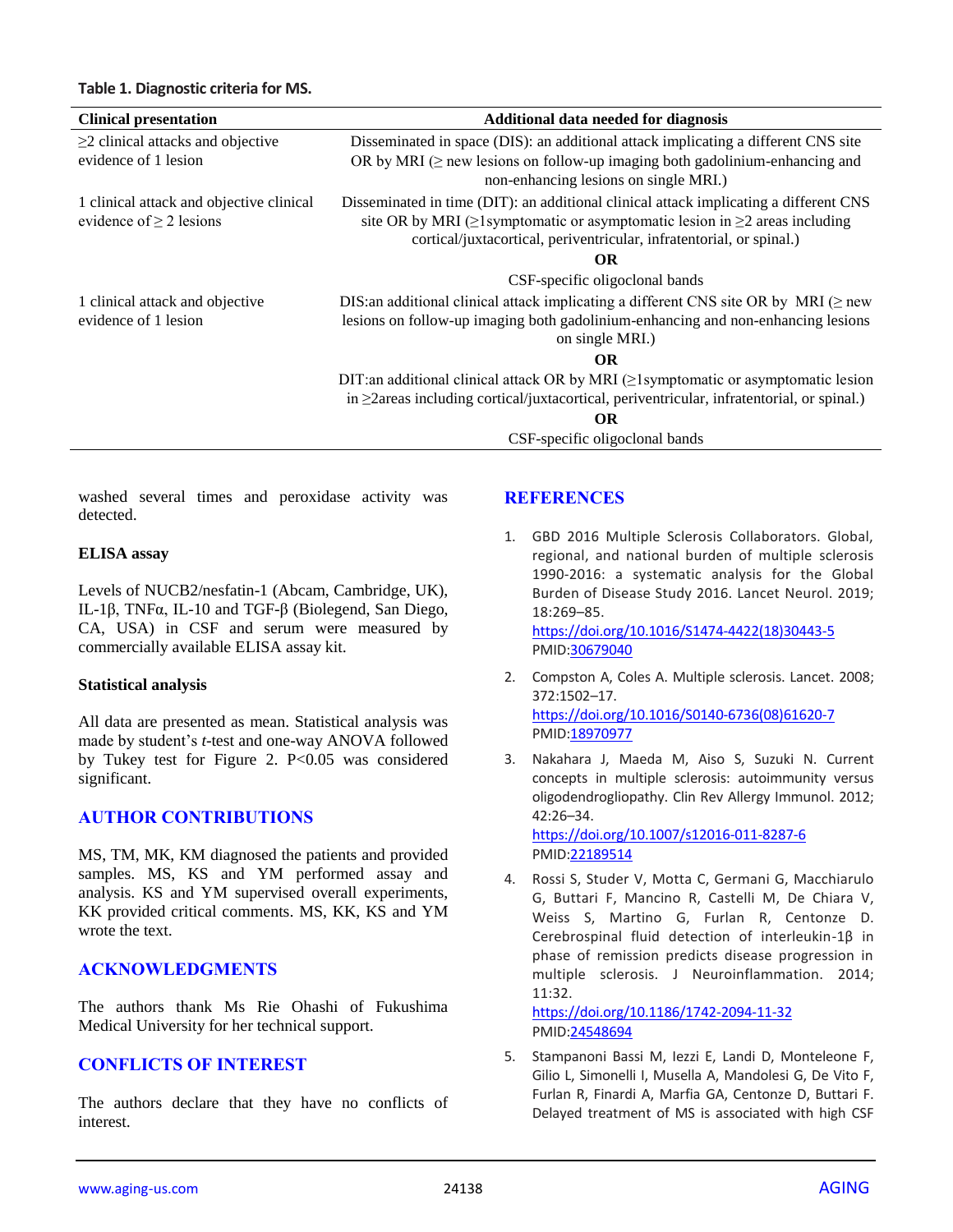**Table 1. Diagnostic criteria for MS.**

| Clinical presentation | Additional data needed for diagnosis |
|---|---|
| ≥2 clinical attacks and objective evidence of 1 lesion | Disseminated in space (DIS): an additional attack implicating a different CNS site OR by MRI (≥ new lesions on follow-up imaging both gadolinium-enhancing and non-enhancing lesions on single MRI.) |
| 1 clinical attack and objective clinical evidence of ≥ 2 lesions | Disseminated in time (DIT): an additional clinical attack implicating a different CNS site OR by MRI (≥1symptomatic or asymptomatic lesion in ≥2 areas including cortical/juxtacortical, periventricular, infratentorial, or spinal.) **OR** CSF-specific oligoclonal bands |
| 1 clinical attack and objective evidence of 1 lesion | DIS:an additional clinical attack implicating a different CNS site OR by MRI (≥ new lesions on follow-up imaging both gadolinium-enhancing and non-enhancing lesions on single MRI.) **OR** DIT:an additional clinical attack OR by MRI (≥1symptomatic or asymptomatic lesion in ≥2areas including cortical/juxtacortical, periventricular, infratentorial, or spinal.) **OR** CSF-specific oligoclonal bands |

washed several times and peroxidase activity was detected.

### ELISA assay

Levels of NUCB2/nesfatin-1 (Abcam, Cambridge, UK), IL-1β, TNFα, IL-10 and TGF-β (Biolegend, San Diego, CA, USA) in CSF and serum were measured by commercially available ELISA assay kit.

### Statistical analysis

All data are presented as mean. Statistical analysis was made by student's *t*-test and one-way ANOVA followed by Tukey test for Figure 2. P<0.05 was considered significant.

## AUTHOR CONTRIBUTIONS

MS, TM, MK, KM diagnosed the patients and provided samples. MS, KS and YM performed assay and analysis. KS and YM supervised overall experiments, KK provided critical comments. MS, KK, KS and YM wrote the text.

## ACKNOWLEDGMENTS

The authors thank Ms Rie Ohashi of Fukushima Medical University for her technical support.

## CONFLICTS OF INTEREST

The authors declare that they have no conflicts of interest.

## REFERENCES

1. GBD 2016 Multiple Sclerosis Collaborators. Global, regional, and national burden of multiple sclerosis 1990-2016: a systematic analysis for the Global Burden of Disease Study 2016. Lancet Neurol. 2019; 18:269–85. https://doi.org/10.1016/S1474-4422(18)30443-5 PMID:30679040

2. Compston A, Coles A. Multiple sclerosis. Lancet. 2008; 372:1502–17. https://doi.org/10.1016/S0140-6736(08)61620-7 PMID:18970977

3. Nakahara J, Maeda M, Aiso S, Suzuki N. Current concepts in multiple sclerosis: autoimmunity versus oligodendrogliopathy. Clin Rev Allergy Immunol. 2012; 42:26–34. https://doi.org/10.1007/s12016-011-8287-6 PMID:22189514

4. Rossi S, Studer V, Motta C, Germani G, Macchiarulo G, Buttari F, Mancino R, Castelli M, De Chiara V, Weiss S, Martino G, Furlan R, Centonze D. Cerebrospinal fluid detection of interleukin-1β in phase of remission predicts disease progression in multiple sclerosis. J Neuroinflammation. 2014; 11:32. https://doi.org/10.1186/1742-2094-11-32 PMID:24548694

5. Stampanoni Bassi M, Iezzi E, Landi D, Monteleone F, Gilio L, Simonelli I, Musella A, Mandolesi G, De Vito F, Furlan R, Finardi A, Marfia GA, Centonze D, Buttari F. Delayed treatment of MS is associated with high CSF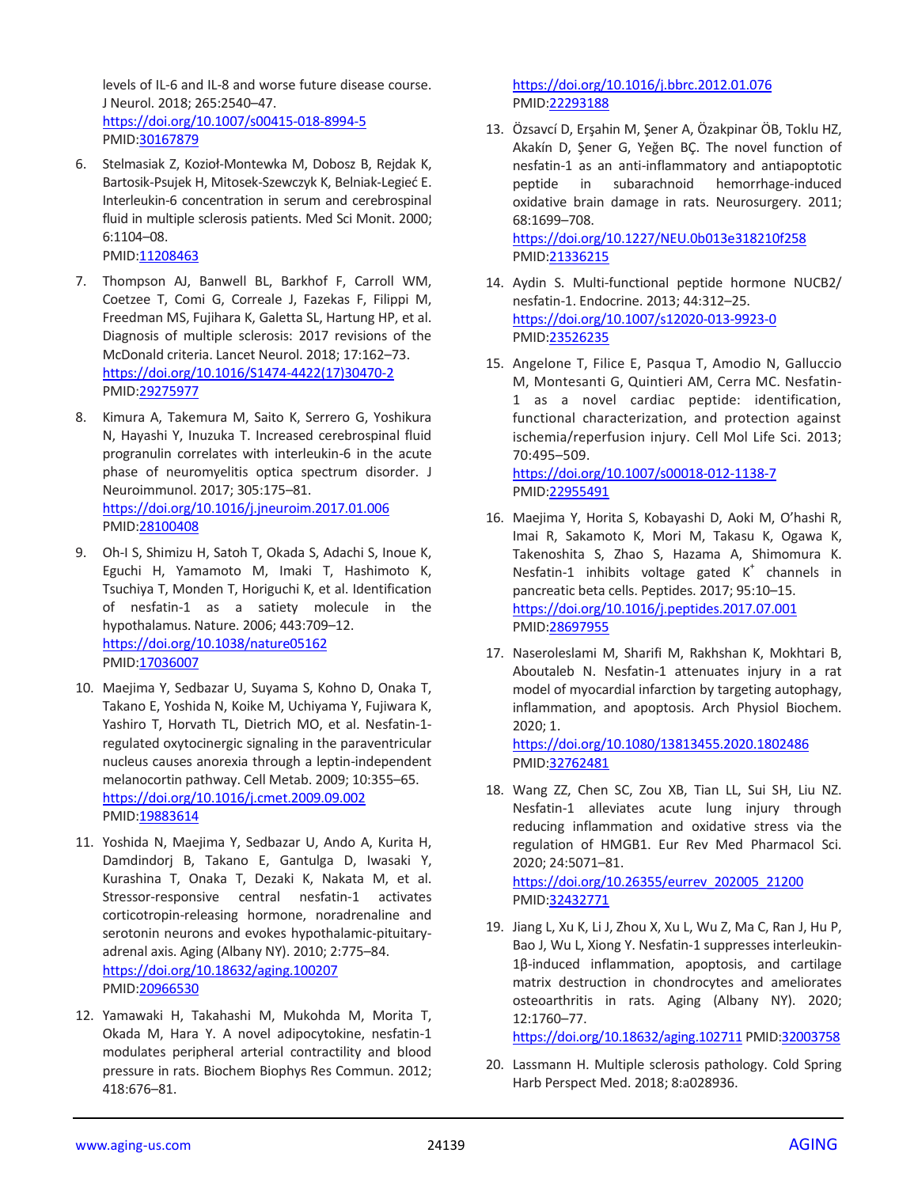levels of IL-6 and IL-8 and worse future disease course. J Neurol. 2018; 265:2540–47.
https://doi.org/10.1007/s00415-018-8994-5
PMID:30167879

6. Stelmasiak Z, Kozioł-Montewka M, Dobosz B, Rejdak K, Bartosik-Psujek H, Mitosek-Szewczyk K, Belniak-Legieć E. Interleukin-6 concentration in serum and cerebrospinal fluid in multiple sclerosis patients. Med Sci Monit. 2000; 6:1104–08.
PMID:11208463

7. Thompson AJ, Banwell BL, Barkhof F, Carroll WM, Coetzee T, Comi G, Correale J, Fazekas F, Filippi M, Freedman MS, Fujihara K, Galetta SL, Hartung HP, et al. Diagnosis of multiple sclerosis: 2017 revisions of the McDonald criteria. Lancet Neurol. 2018; 17:162–73.
https://doi.org/10.1016/S1474-4422(17)30470-2
PMID:29275977

8. Kimura A, Takemura M, Saito K, Serrero G, Yoshikura N, Hayashi Y, Inuzuka T. Increased cerebrospinal fluid progranulin correlates with interleukin-6 in the acute phase of neuromyelitis optica spectrum disorder. J Neuroimmunol. 2017; 305:175–81.
https://doi.org/10.1016/j.jneuroim.2017.01.006
PMID:28100408

9. Oh-I S, Shimizu H, Satoh T, Okada S, Adachi S, Inoue K, Eguchi H, Yamamoto M, Imaki T, Hashimoto K, Tsuchiya T, Monden T, Horiguchi K, et al. Identification of nesfatin-1 as a satiety molecule in the hypothalamus. Nature. 2006; 443:709–12.
https://doi.org/10.1038/nature05162
PMID:17036007

10. Maejima Y, Sedbazar U, Suyama S, Kohno D, Onaka T, Takano E, Yoshida N, Koike M, Uchiyama Y, Fujiwara K, Yashiro T, Horvath TL, Dietrich MO, et al. Nesfatin-1-regulated oxytocinergic signaling in the paraventricular nucleus causes anorexia through a leptin-independent melanocortin pathway. Cell Metab. 2009; 10:355–65.
https://doi.org/10.1016/j.cmet.2009.09.002
PMID:19883614

11. Yoshida N, Maejima Y, Sedbazar U, Ando A, Kurita H, Damdindorj B, Takano E, Gantulga D, Iwasaki Y, Kurashina T, Onaka T, Dezaki K, Nakata M, et al. Stressor-responsive central nesfatin-1 activates corticotropin-releasing hormone, noradrenaline and serotonin neurons and evokes hypothalamic-pituitary-adrenal axis. Aging (Albany NY). 2010; 2:775–84.
https://doi.org/10.18632/aging.100207
PMID:20966530

12. Yamawaki H, Takahashi M, Mukohda M, Morita T, Okada M, Hara Y. A novel adipocytokine, nesfatin-1 modulates peripheral arterial contractility and blood pressure in rats. Biochem Biophys Res Commun. 2012; 418:676–81.
https://doi.org/10.1016/j.bbrc.2012.01.076
PMID:22293188

13. Özsavcí D, Erşahin M, Şener A, Özakpinar ÖB, Toklu HZ, Akakín D, Şener G, Yeğen BÇ. The novel function of nesfatin-1 as an anti-inflammatory and antiapoptotic peptide in subarachnoid hemorrhage-induced oxidative brain damage in rats. Neurosurgery. 2011; 68:1699–708.
https://doi.org/10.1227/NEU.0b013e318210f258
PMID:21336215

14. Aydin S. Multi-functional peptide hormone NUCB2/ nesfatin-1. Endocrine. 2013; 44:312–25.
https://doi.org/10.1007/s12020-013-9923-0
PMID:23526235

15. Angelone T, Filice E, Pasqua T, Amodio N, Galluccio M, Montesanti G, Quintieri AM, Cerra MC. Nesfatin-1 as a novel cardiac peptide: identification, functional characterization, and protection against ischemia/reperfusion injury. Cell Mol Life Sci. 2013; 70:495–509.
https://doi.org/10.1007/s00018-012-1138-7
PMID:22955491

16. Maejima Y, Horita S, Kobayashi D, Aoki M, O'hashi R, Imai R, Sakamoto K, Mori M, Takasu K, Ogawa K, Takenoshita S, Zhao S, Hazama A, Shimomura K. Nesfatin-1 inhibits voltage gated $K^+$ channels in pancreatic beta cells. Peptides. 2017; 95:10–15.
https://doi.org/10.1016/j.peptides.2017.07.001
PMID:28697955

17. Naseroleslami M, Sharifi M, Rakhshan K, Mokhtari B, Aboutaleb N. Nesfatin-1 attenuates injury in a rat model of myocardial infarction by targeting autophagy, inflammation, and apoptosis. Arch Physiol Biochem. 2020; 1.
https://doi.org/10.1080/13813455.2020.1802486
PMID:32762481

18. Wang ZZ, Chen SC, Zou XB, Tian LL, Sui SH, Liu NZ. Nesfatin-1 alleviates acute lung injury through reducing inflammation and oxidative stress via the regulation of HMGB1. Eur Rev Med Pharmacol Sci. 2020; 24:5071–81.
https://doi.org/10.26355/eurrev_202005_21200
PMID:32432771

19. Jiang L, Xu K, Li J, Zhou X, Xu L, Wu Z, Ma C, Ran J, Hu P, Bao J, Wu L, Xiong Y. Nesfatin-1 suppresses interleukin-1β-induced inflammation, apoptosis, and cartilage matrix destruction in chondrocytes and ameliorates osteoarthritis in rats. Aging (Albany NY). 2020; 12:1760–77.
https://doi.org/10.18632/aging.102711 PMID:32003758

20. Lassmann H. Multiple sclerosis pathology. Cold Spring Harb Perspect Med. 2018; 8:a028936.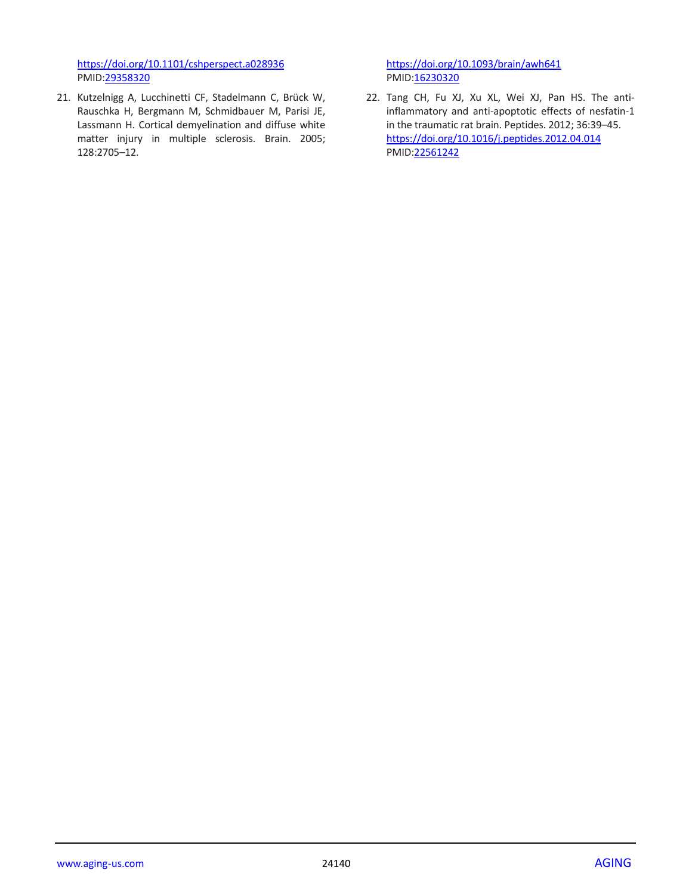https://doi.org/10.1101/cshperspect.a028936
PMID:29358320

21. Kutzelnigg A, Lucchinetti CF, Stadelmann C, Brück W, Rauschka H, Bergmann M, Schmidbauer M, Parisi JE, Lassmann H. Cortical demyelination and diffuse white matter injury in multiple sclerosis. Brain. 2005; 128:2705–12.
https://doi.org/10.1093/brain/awh641
PMID:16230320

22. Tang CH, Fu XJ, Xu XL, Wei XJ, Pan HS. The anti-inflammatory and anti-apoptotic effects of nesfatin-1 in the traumatic rat brain. Peptides. 2012; 36:39–45.
https://doi.org/10.1016/j.peptides.2012.04.014
PMID:22561242